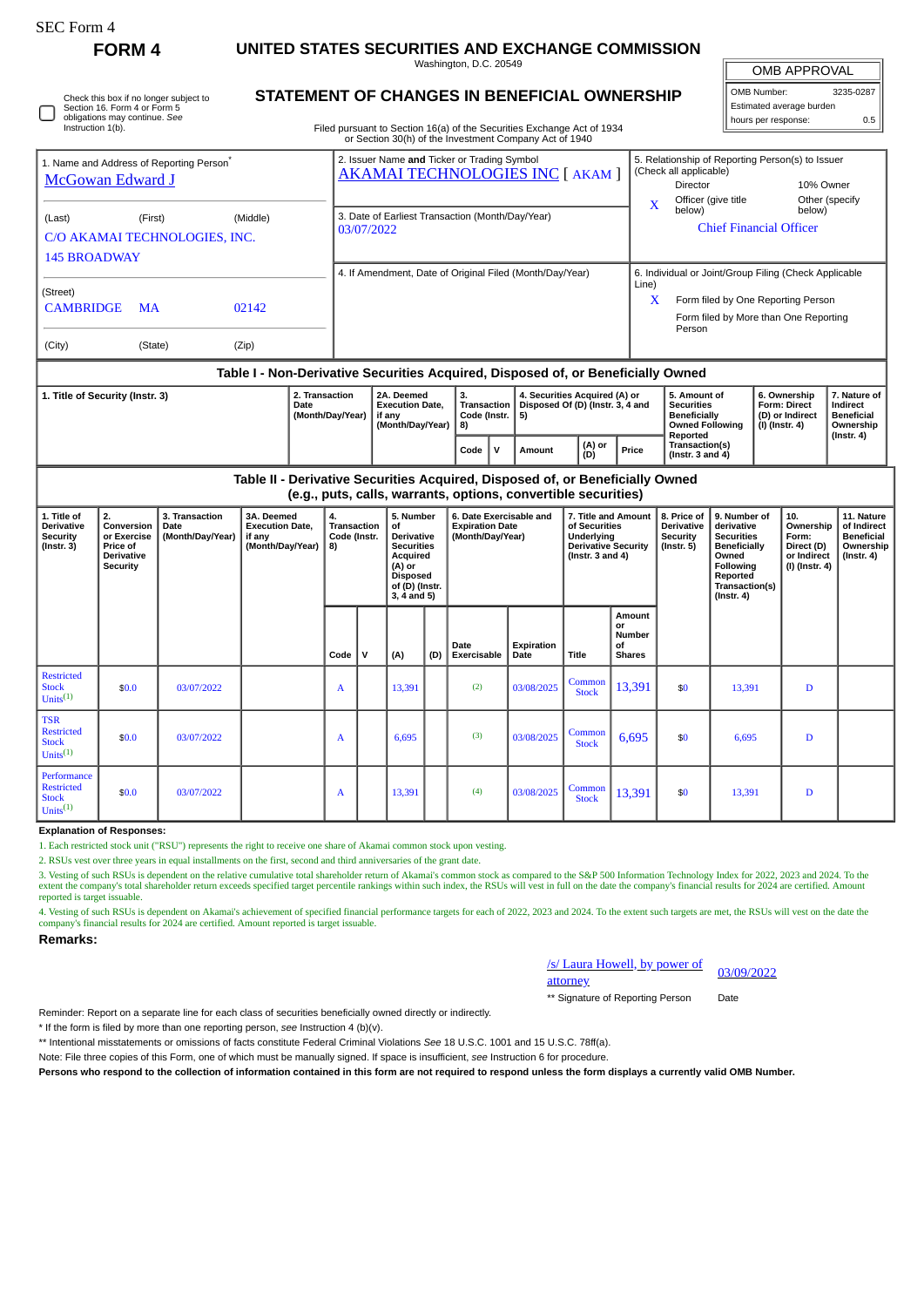SEC Form 4

**FORM 4**

# UNITED STATES SECURITIES AND EXCHANGE COMMISSION

Washington, D.C. 20549

## STATEMENT OF CHANGES IN BENEFICIAL OWNERSHIP

Filed pursuant to Section 16(a) of the Securities Exchange Act of 1934 or Section 30(h) of the Investment Company Act of 1940

| OMB APPROVAL | |
|---|---|
| OMB Number: | 3235-0287 |
| Estimated average burden | |
| hours per response: | 0.5 |

☐ Check this box if no longer subject to Section 16. Form 4 or Form 5 obligations may continue. *See* Instruction 1(b).

1. Name and Address of Reporting Person*
McGowan Edward J

(Last) (First) (Middle)
C/O AKAMAI TECHNOLOGIES, INC.
145 BROADWAY

(Street)
CAMBRIDGE MA 02142

(City) (State) (Zip)

2. Issuer Name **and** Ticker or Trading Symbol
AKAMAI TECHNOLOGIES INC [ AKAM ]

3. Date of Earliest Transaction (Month/Day/Year)
03/07/2022

4. If Amendment, Date of Original Filed (Month/Day/Year)

5. Relationship of Reporting Person(s) to Issuer (Check all applicable)
Director
10% Owner
X Officer (give title below)
Other (specify below)
Chief Financial Officer

6. Individual or Joint/Group Filing (Check Applicable Line)
X Form filed by One Reporting Person
Form filed by More than One Reporting Person

### Table I - Non-Derivative Securities Acquired, Disposed of, or Beneficially Owned

| 1. Title of Security (Instr. 3) | 2. Transaction Date (Month/Day/Year) | 2A. Deemed Execution Date, if any (Month/Day/Year) | 3. Transaction Code (Instr. 8) | | 4. Securities Acquired (A) or Disposed Of (D) (Instr. 3, 4 and 5) | | | 5. Amount of Securities Beneficially Owned Following Reported Transaction(s) (Instr. 3 and 4) | 6. Ownership Form: Direct (D) or Indirect (I) (Instr. 4) | 7. Nature of Indirect Beneficial Ownership (Instr. 4) |
|---|---|---|---|---|---|---|---|---|---|---|
| | | | Code | V | Amount | (A) or (D) | Price | | | |

### Table II - Derivative Securities Acquired, Disposed of, or Beneficially Owned (e.g., puts, calls, warrants, options, convertible securities)

| 1. Title of Derivative Security (Instr. 3) | 2. Conversion or Exercise Price of Derivative Security | 3. Transaction Date (Month/Day/Year) | 3A. Deemed Execution Date, if any (Month/Day/Year) | 4. Transaction Code (Instr. 8) | | 5. Number of Derivative Securities Acquired (A) or Disposed of (D) (Instr. 3, 4 and 5) | | 6. Date Exercisable and Expiration Date (Month/Day/Year) | | 7. Title and Amount of Securities Underlying Derivative Security (Instr. 3 and 4) | | 8. Price of Derivative Security (Instr. 5) | 9. Number of derivative Securities Beneficially Owned Following Reported Transaction(s) (Instr. 4) | 10. Ownership Form: Direct (D) or Indirect (I) (Instr. 4) | 11. Nature of Indirect Beneficial Ownership (Instr. 4) |
|---|---|---|---|---|---|---|---|---|---|---|---|---|---|---|---|
| | | | | Code | V | (A) | (D) | Date Exercisable | Expiration Date | Title | Amount or Number of Shares | | | | |
| Restricted Stock Units[(1)] | $0.0 | 03/07/2022 | | A | | 13,391 | | [(2)] | 03/08/2025 | Common Stock | 13,391 | $0 | 13,391 | D | |
| TSR Restricted Stock Units[(1)] | $0.0 | 03/07/2022 | | A | | 6,695 | | [(3)] | 03/08/2025 | Common Stock | 6,695 | $0 | 6,695 | D | |
| Performance Restricted Stock Units[(1)] | $0.0 | 03/07/2022 | | A | | 13,391 | | [(4)] | 03/08/2025 | Common Stock | 13,391 | $0 | 13,391 | D | |

**Explanation of Responses:**

1. Each restricted stock unit ("RSU") represents the right to receive one share of Akamai common stock upon vesting.

2. RSUs vest over three years in equal installments on the first, second and third anniversaries of the grant date.

3. Vesting of such RSUs is dependent on the relative cumulative total shareholder return of Akamai's common stock as compared to the S&P 500 Information Technology Index for 2022, 2023 and 2024. To the extent the company's total shareholder return exceeds specified target percentile rankings within such index, the RSUs will vest in full on the date the company's financial results for 2024 are certified. Amount reported is target issuable.

4. Vesting of such RSUs is dependent on Akamai's achievement of specified financial performance targets for each of 2022, 2023 and 2024. To the extent such targets are met, the RSUs will vest on the date the company's financial results for 2024 are certified. Amount reported is target issuable.

**Remarks:**

/s/ Laura Howell, by power of attorney — 03/09/2022

** Signature of Reporting Person — Date

Reminder: Report on a separate line for each class of securities beneficially owned directly or indirectly.

* If the form is filed by more than one reporting person, *see* Instruction 4 (b)(v).

** Intentional misstatements or omissions of facts constitute Federal Criminal Violations *See* 18 U.S.C. 1001 and 15 U.S.C. 78ff(a).

Note: File three copies of this Form, one of which must be manually signed. If space is insufficient, *see* Instruction 6 for procedure.

**Persons who respond to the collection of information contained in this form are not required to respond unless the form displays a currently valid OMB Number.**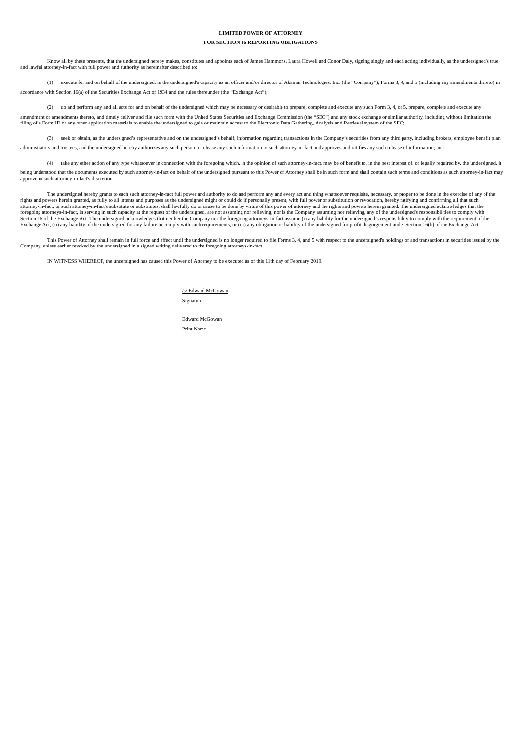**LIMITED POWER OF ATTORNEY**

**FOR SECTION 16 REPORTING OBLIGATIONS**

Know all by these presents, that the undersigned hereby makes, constitutes and appoints each of James Hammons, Laura Howell and Conor Daly, signing singly and each acting individually, as the undersigned's true and lawful attorney-in-fact with full power and authority as hereinafter described to:

(1) execute for and on behalf of the undersigned, in the undersigned's capacity as an officer and/or director of Akamai Technologies, Inc. (the "Company"), Forms 3, 4, and 5 (including any amendments thereto) in accordance with Section 16(a) of the Securities Exchange Act of 1934 and the rules thereunder (the "Exchange Act");

(2) do and perform any and all acts for and on behalf of the undersigned which may be necessary or desirable to prepare, complete and execute any such Form 3, 4, or 5, prepare, complete and execute any amendment or amendments thereto, and timely deliver and file such form with the United States Securities and Exchange Commission (the "SEC") and any stock exchange or similar authority, including without limitation the filing of a Form ID or any other application materials to enable the undersigned to gain or maintain access to the Electronic Data Gathering, Analysis and Retrieval system of the SEC;

(3) seek or obtain, as the undersigned's representative and on the undersigned's behalf, information regarding transactions in the Company's securities from any third party, including brokers, employee benefit plan administrators and trustees, and the undersigned hereby authorizes any such person to release any such information to such attorney-in-fact and approves and ratifies any such release of information; and

(4) take any other action of any type whatsoever in connection with the foregoing which, in the opinion of such attorney-in-fact, may be of benefit to, in the best interest of, or legally required by, the undersigned, it being understood that the documents executed by such attorney-in-fact on behalf of the undersigned pursuant to this Power of Attorney shall be in such form and shall contain such terms and conditions as such attorney-in-fact may approve in such attorney-in-fact's discretion.

The undersigned hereby grants to each such attorney-in-fact full power and authority to do and perform any and every act and thing whatsoever requisite, necessary, or proper to be done in the exercise of any of the rights and powers herein granted, as fully to all intents and purposes as the undersigned might or could do if personally present, with full power of substitution or revocation, hereby ratifying and confirming all that such attorney-in-fact, or such attorney-in-fact's substitute or substitutes, shall lawfully do or cause to be done by virtue of this power of attorney and the rights and powers herein granted. The undersigned acknowledges that the foregoing attorneys-in-fact, in serving in such capacity at the request of the undersigned, are not assuming nor relieving, nor is the Company assuming nor relieving, any of the undersigned's responsibilities to comply with Section 16 of the Exchange Act. The undersigned acknowledges that neither the Company nor the foregoing attorneys-in-fact assume (i) any liability for the undersigned's responsibility to comply with the requirement of the Exchange Act, (ii) any liability of the undersigned for any failure to comply with such requirements, or (iii) any obligation or liability of the undersigned for profit disgorgement under Section 16(b) of the Exchange Act.

This Power of Attorney shall remain in full force and effect until the undersigned is no longer required to file Forms 3, 4, and 5 with respect to the undersigned's holdings of and transactions in securities issued by the Company, unless earlier revoked by the undersigned in a signed writing delivered to the foregoing attorneys-in-fact.

IN WITNESS WHEREOF, the undersigned has caused this Power of Attorney to be executed as of this 11th day of February 2019.

/s/ Edward McGowan
Signature

Edward McGowan
Print Name